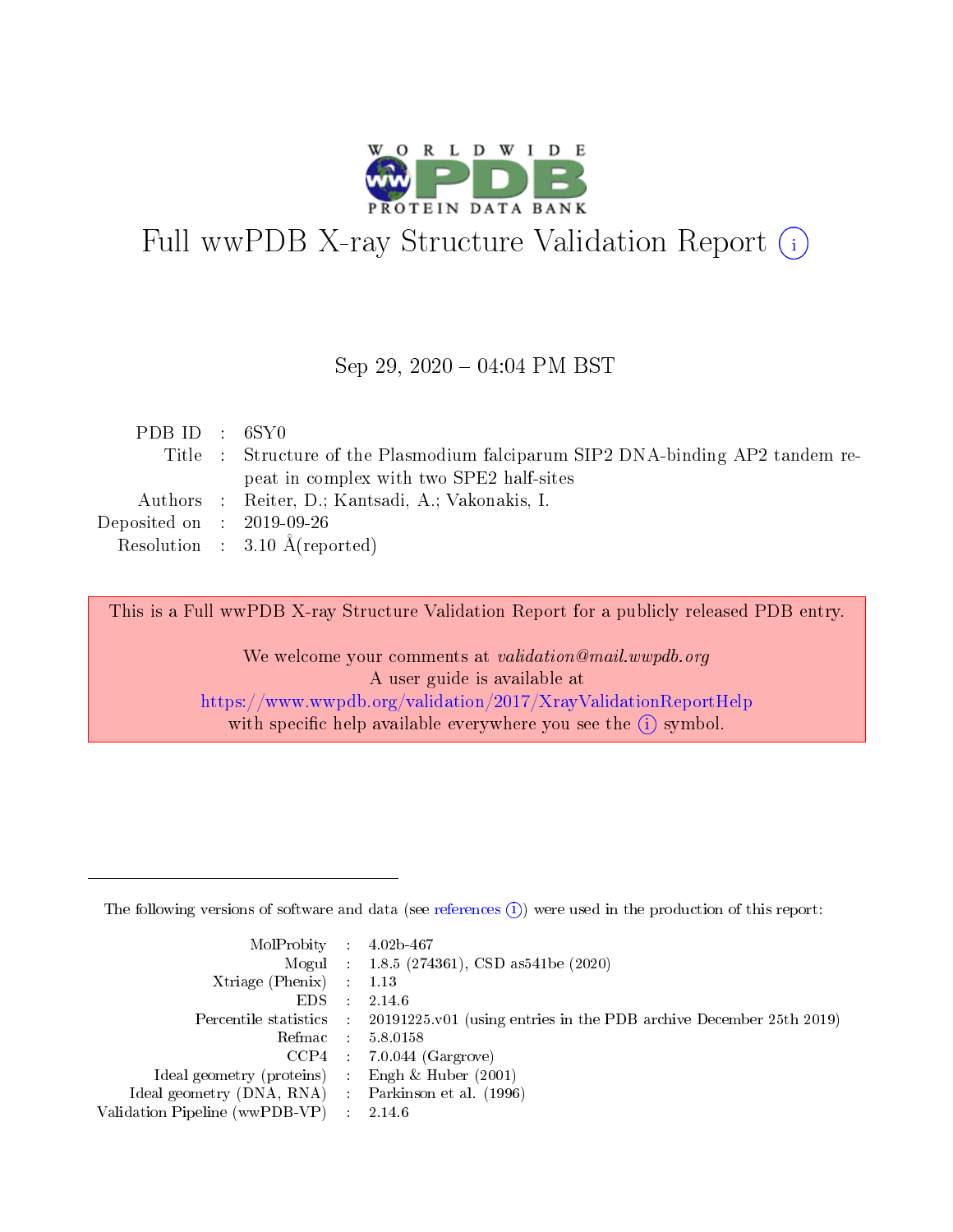# Full wwPDB X-ray Structure Validation Report (i)

Sep 29, 2020 – 04:04 PM BST

| | | |
|---|---|---|
| PDB ID | : | 6SY0 |
| Title | : | Structure of the Plasmodium falciparum SIP2 DNA-binding AP2 tandem repeat in complex with two SPE2 half-sites |
| Authors | : | Reiter, D.; Kantsadi, A.; Vakonakis, I. |
| Deposited on | : | 2019-09-26 |
| Resolution | : | 3.10 Å(reported) |

This is a Full wwPDB X-ray Structure Validation Report for a publicly released PDB entry.

We welcome your comments at *validation@mail.wwpdb.org*
A user guide is available at
https://www.wwpdb.org/validation/2017/XrayValidationReportHelp
with specific help available everywhere you see the (i) symbol.

---

The following versions of software and data (see references (i)) were used in the production of this report:

| | | |
|---|---|---|
| MolProbity | : | 4.02b-467 |
| Mogul | : | 1.8.5 (274361), CSD as541be (2020) |
| Xtriage (Phenix) | : | 1.13 |
| EDS | : | 2.14.6 |
| Percentile statistics | : | 20191225.v01 (using entries in the PDB archive December 25th 2019) |
| Refmac | : | 5.8.0158 |
| CCP4 | : | 7.0.044 (Gargrove) |
| Ideal geometry (proteins) | : | Engh & Huber (2001) |
| Ideal geometry (DNA, RNA) | : | Parkinson et al. (1996) |
| Validation Pipeline (wwPDB-VP) | : | 2.14.6 |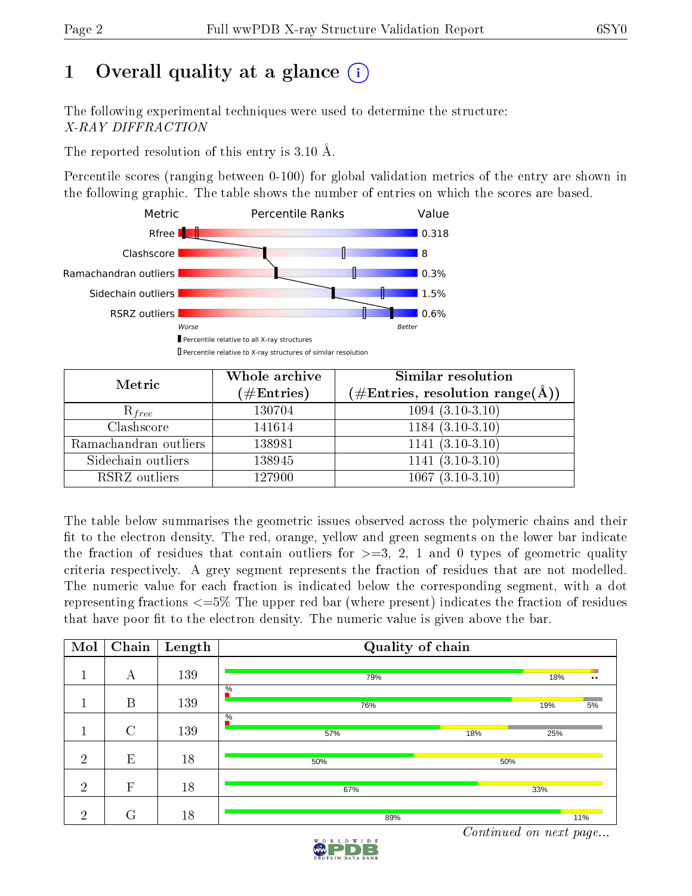# 1 Overall quality at a glance

The following experimental techniques were used to determine the structure:
*X-RAY DIFFRACTION*

The reported resolution of this entry is 3.10 Å.

Percentile scores (ranging between 0-100) for global validation metrics of the entry are shown in the following graphic. The table shows the number of entries on which the scores are based.

| Metric | Value |
|---|---|
| Rfree | 0.318 |
| Clashscore | 8 |
| Ramachandran outliers | 0.3% |
| Sidechain outliers | 1.5% |
| RSRZ outliers | 0.6% |

Worse — Better

■ Percentile relative to all X-ray structures

□ Percentile relative to X-ray structures of similar resolution

| Metric | Whole archive (#Entries) | Similar resolution (#Entries, resolution range(Å)) |
|---|---|---|
| $R_{free}$ | 130704 | 1094 (3.10-3.10) |
| Clashscore | 141614 | 1184 (3.10-3.10) |
| Ramachandran outliers | 138981 | 1141 (3.10-3.10) |
| Sidechain outliers | 138945 | 1141 (3.10-3.10) |
| RSRZ outliers | 127900 | 1067 (3.10-3.10) |

The table below summarises the geometric issues observed across the polymeric chains and their fit to the electron density. The red, orange, yellow and green segments on the lower bar indicate the fraction of residues that contain outliers for >=3, 2, 1 and 0 types of geometric quality criteria respectively. A grey segment represents the fraction of residues that are not modelled. The numeric value for each fraction is indicated below the corresponding segment, with a dot representing fractions <=5% The upper red bar (where present) indicates the fraction of residues that have poor fit to the electron density. The numeric value is given above the bar.

| Mol | Chain | Length | Quality of chain |
|---|---|---|---|
| 1 | A | 139 | 79% · 18% · •• |
| 1 | B | 139 | % · 76% · 19% · 5% |
| 1 | C | 139 | % · 57% · 18% · 25% |
| 2 | E | 18 | 50% · 50% |
| 2 | F | 18 | 67% · 33% |
| 2 | G | 18 | 89% · 11% |

*Continued on next page...*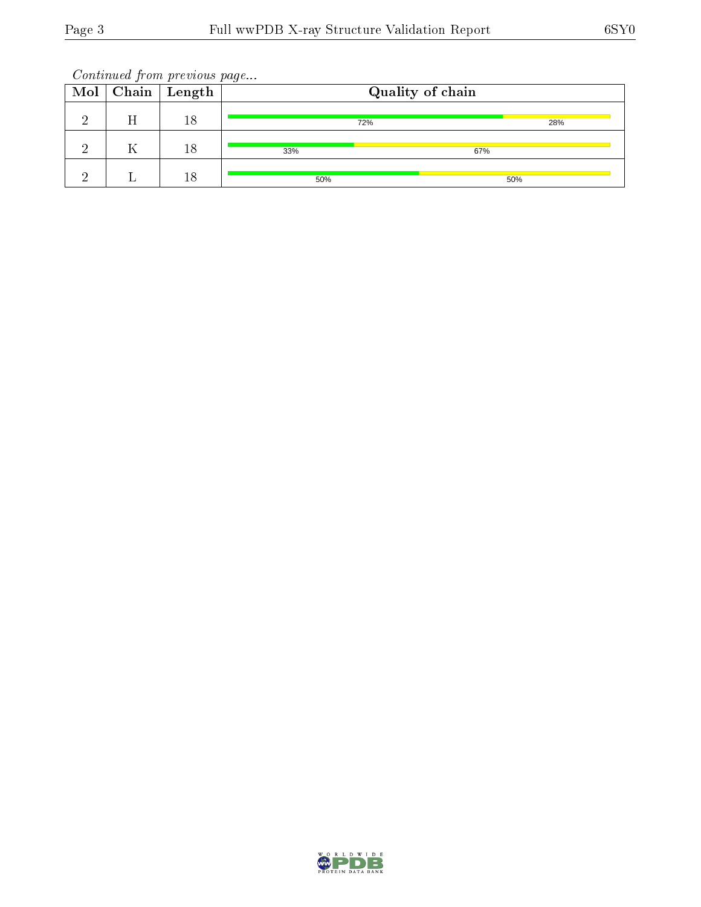*Continued from previous page...*

| Mol | Chain | Length | Quality of chain |
|---|---|---|---|
| 2 | H | 18 | 72% / 28% |
| 2 | K | 18 | 33% / 67% |
| 2 | L | 18 | 50% / 50% |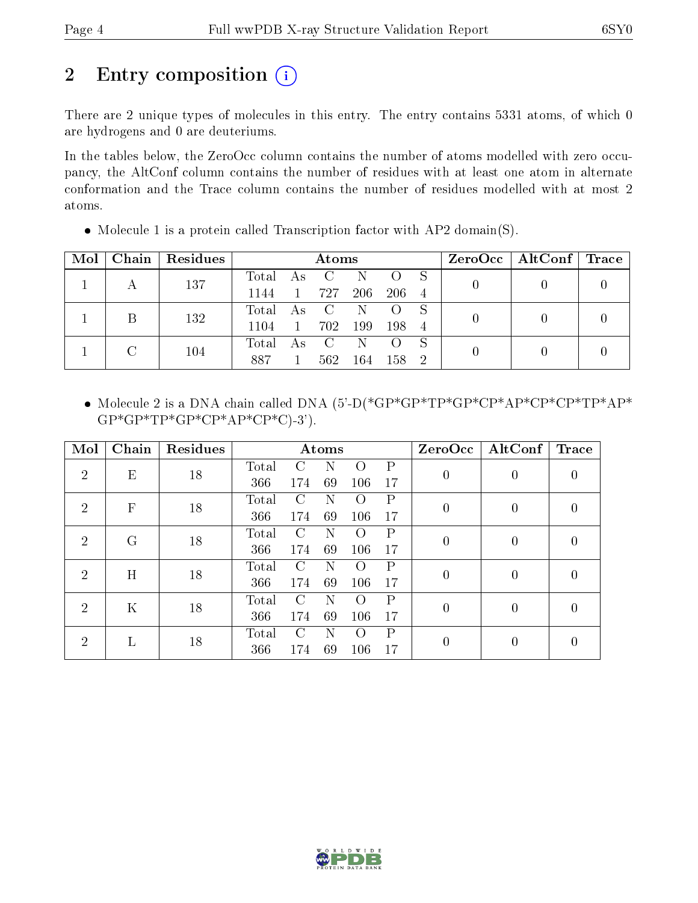# 2 Entry composition (i)

There are 2 unique types of molecules in this entry. The entry contains 5331 atoms, of which 0 are hydrogens and 0 are deuteriums.

In the tables below, the ZeroOcc column contains the number of atoms modelled with zero occupancy, the AltConf column contains the number of residues with at least one atom in alternate conformation and the Trace column contains the number of residues modelled with at most 2 atoms.

- Molecule 1 is a protein called Transcription factor with AP2 domain(S).

| Mol | Chain | Residues | Atoms | | | | | | ZeroOcc | AltConf | Trace |
|---|---|---|---|---|---|---|---|---|---|---|---|
| | | | Total | As | C | N | O | S | | | |
| 1 | A | 137 | 1144 | 1 | 727 | 206 | 206 | 4 | 0 | 0 | 0 |
| 1 | B | 132 | 1104 | 1 | 702 | 199 | 198 | 4 | 0 | 0 | 0 |
| 1 | C | 104 | 887 | 1 | 562 | 164 | 158 | 2 | 0 | 0 | 0 |

- Molecule 2 is a DNA chain called DNA (5'-D(*GP*GP*TP*GP*CP*AP*CP*CP*TP*AP*GP*GP*TP*GP*CP*AP*CP*C)-3').

| Mol | Chain | Residues | Atoms | | | | | ZeroOcc | AltConf | Trace |
|---|---|---|---|---|---|---|---|---|---|---|
| | | | Total | C | N | O | P | | | |
| 2 | E | 18 | 366 | 174 | 69 | 106 | 17 | 0 | 0 | 0 |
| 2 | F | 18 | 366 | 174 | 69 | 106 | 17 | 0 | 0 | 0 |
| 2 | G | 18 | 366 | 174 | 69 | 106 | 17 | 0 | 0 | 0 |
| 2 | H | 18 | 366 | 174 | 69 | 106 | 17 | 0 | 0 | 0 |
| 2 | K | 18 | 366 | 174 | 69 | 106 | 17 | 0 | 0 | 0 |
| 2 | L | 18 | 366 | 174 | 69 | 106 | 17 | 0 | 0 | 0 |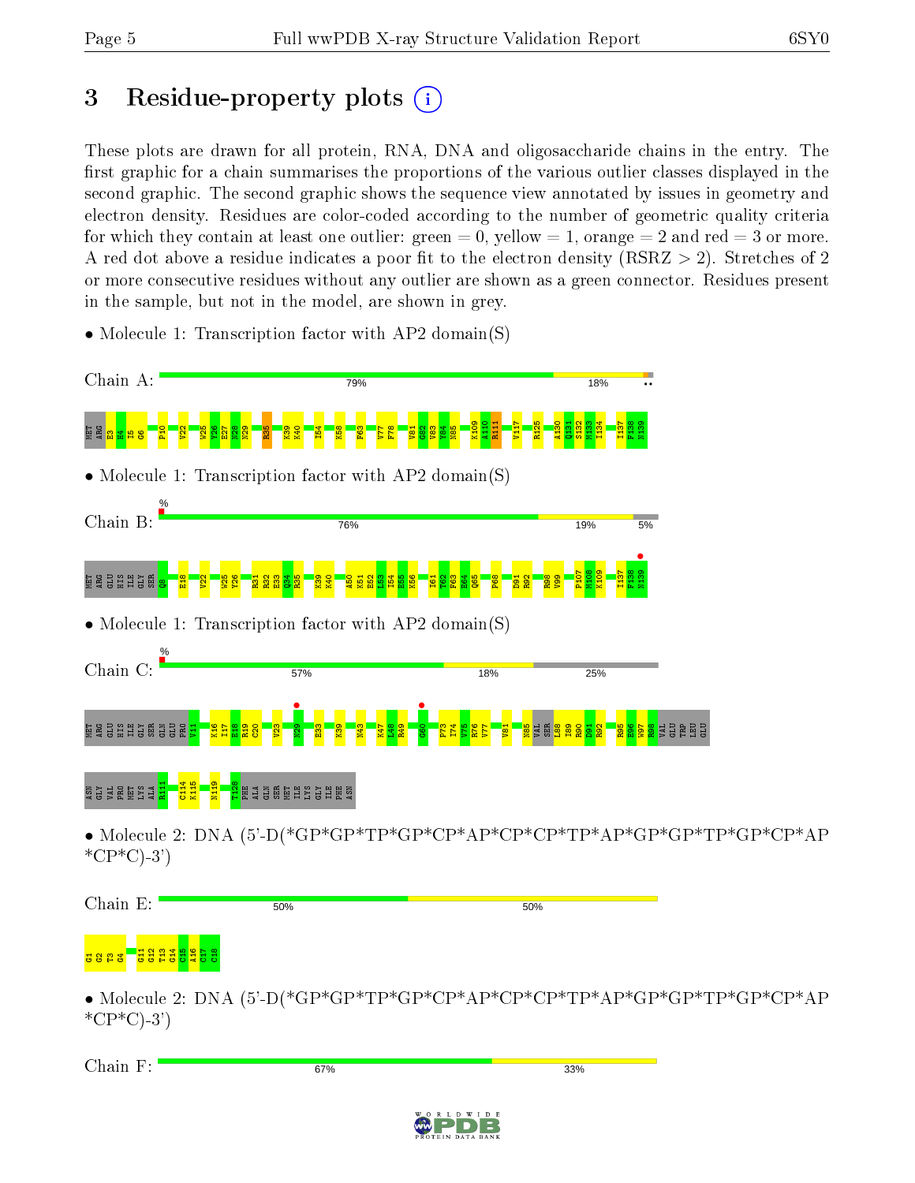# 3 Residue-property plots

These plots are drawn for all protein, RNA, DNA and oligosaccharide chains in the entry. The first graphic for a chain summarises the proportions of the various outlier classes displayed in the second graphic. The second graphic shows the sequence view annotated by issues in geometry and electron density. Residues are color-coded according to the number of geometric quality criteria for which they contain at least one outlier: green = 0, yellow = 1, orange = 2 and red = 3 or more. A red dot above a residue indicates a poor fit to the electron density (RSRZ > 2). Stretches of 2 or more consecutive residues without any outlier are shown as a green connector. Residues present in the sample, but not in the model, are shown in grey.

- Molecule 1: Transcription factor with AP2 domain(S)

Chain A: 79% | 18%

MET ARG E3 H4 I5 G6 P10 V22 W25 Y26 E27 N28 N29 R35 K39 K40 I54 K58 F63 V77 F78 V81 G82 V83 Y84 N85 K109 A110 R111 V117 R125 A130 Q131 S132 M133 I134 I137 F138 N139

- Molecule 1: Transcription factor with AP2 domain(S)

Chain B: % | 76% | 19% | 5%

MET ARG GLU HIS ILE GLY SER Q8 E18 V22 W25 Y26 R31 K32 E33 Q34 K35 K39 K40 A50 K51 E52 L53 I54 E55 K56 I61 T62 F63 K64 Q65 P68 D91 R92 R98 V99 P107 N108 K109 I137 F138 N139

- Molecule 1: Transcription factor with AP2 domain(S)

Chain C: % | 57% | 18% | 25%

MET ARG GLU HIS ILE GLY SER GLN GLU PRO V11 K16 I17 E18 R19 C20 V23 N29 E33 K39 N43 K47 L48 R49 G60 F73 I74 V75 R76 V77 V81 N85 VAL SER L88 I89 R90 D91 R92 R95 E96 W97 R98 VAL GLU TRP LEU GLU ASN GLY VAL PRO MET LYS ALA R111 C114 K115 N119 T128 PHE ALA GLN SER MET ILE LYS GLY ILE PHE ASN

- Molecule 2: DNA (5'-D(*GP*GP*TP*GP*CP*AP*CP*CP*TP*AP*GP*GP*TP*GP*CP*AP *CP*C)-3')

Chain E: 50% | 50%

G1 G2 T3 G4 G11 G12 T13 G14 C15 A16 C17 C18

- Molecule 2: DNA (5'-D(*GP*GP*TP*GP*CP*AP*CP*CP*TP*AP*GP*GP*TP*GP*CP*AP *CP*C)-3')

Chain F: 67% | 33%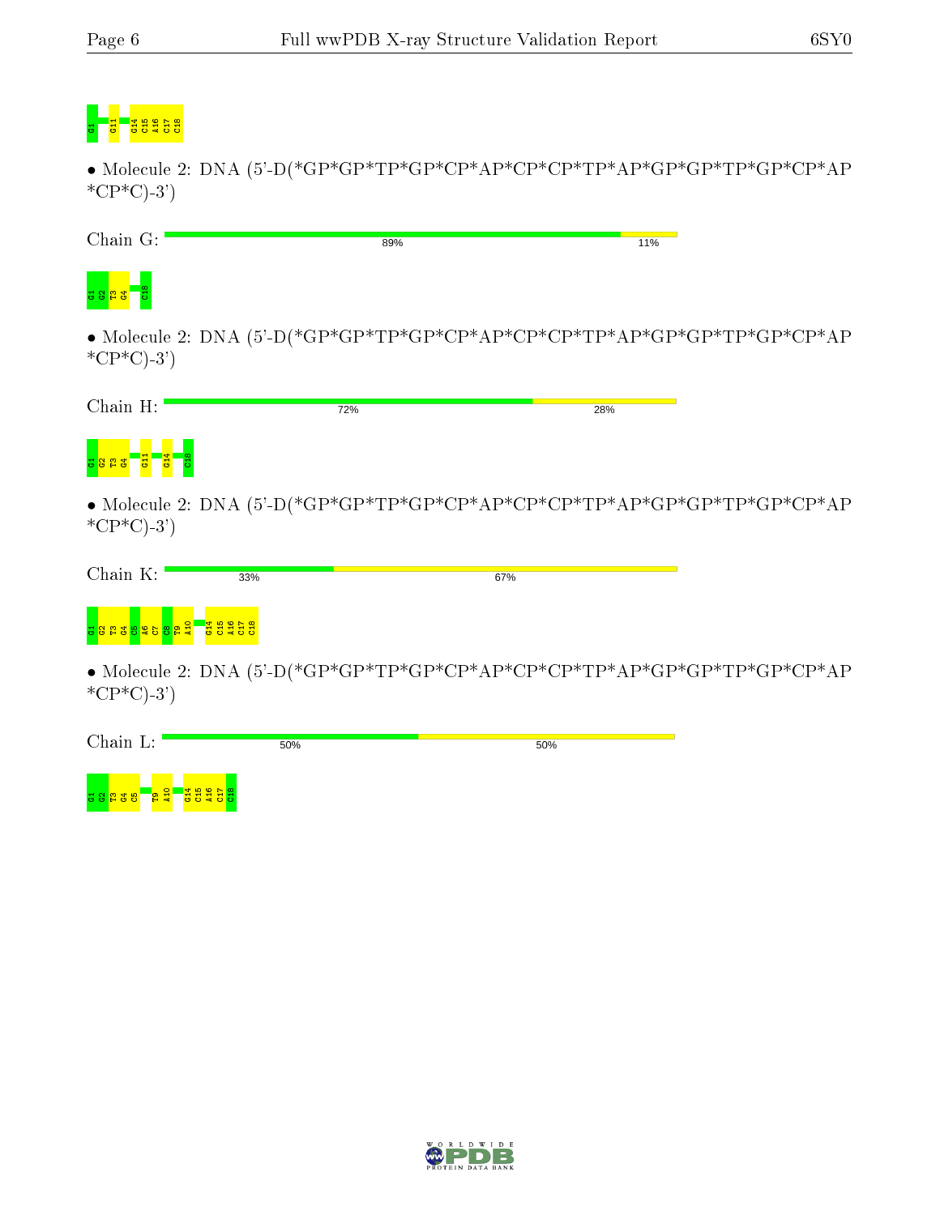G1 G11 G14 C15 A16 C17 C18

• Molecule 2: DNA (5'-D(*GP*GP*TP*GP*CP*AP*CP*CP*TP*AP*GP*GP*TP*GP*CP*AP *CP*C)-3')

Chain G: 89% 11%

G1 G2 T3 G4 C18

• Molecule 2: DNA (5'-D(*GP*GP*TP*GP*CP*AP*CP*CP*TP*AP*GP*GP*TP*GP*CP*AP *CP*C)-3')

Chain H: 72% 28%

G1 G2 T3 G4 G11 G14 C18

• Molecule 2: DNA (5'-D(*GP*GP*TP*GP*CP*AP*CP*CP*TP*AP*GP*GP*TP*GP*CP*AP *CP*C)-3')

Chain K: 33% 67%

G1 G2 T3 G4 C5 A6 C7 C8 T9 A10 G14 C15 A16 C17 C18

• Molecule 2: DNA (5'-D(*GP*GP*TP*GP*CP*AP*CP*CP*TP*AP*GP*GP*TP*GP*CP*AP *CP*C)-3')

Chain L: 50% 50%

G1 G2 T3 G4 C5 T9 A10 G14 C15 A16 C17 C18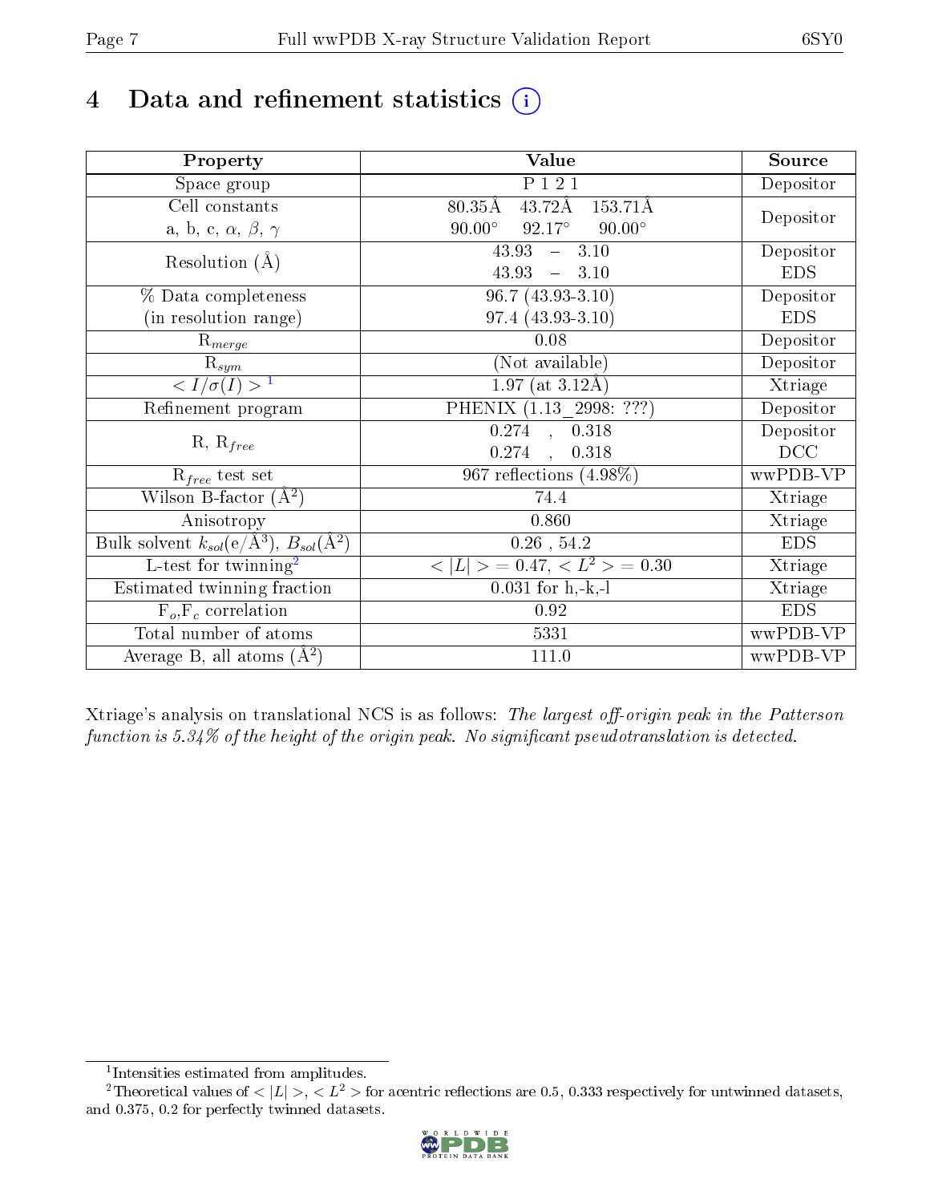# 4 Data and refinement statistics

| Property | Value | Source |
|---|---|---|
| Space group | P 1 2 1 | Depositor |
| Cell constants<br>a, b, c, $\alpha$, $\beta$, $\gamma$ | 80.35Å 43.72Å 153.71Å<br>90.00° 92.17° 90.00° | Depositor |
| Resolution (Å) | 43.93 – 3.10<br>43.93 – 3.10 | Depositor<br>EDS |
| % Data completeness<br>(in resolution range) | 96.7 (43.93-3.10)<br>97.4 (43.93-3.10) | Depositor<br>EDS |
| $R_{merge}$ | 0.08 | Depositor |
| $R_{sym}$ | (Not available) | Depositor |
| $< I/\sigma(I) >$ [1] | 1.97 (at 3.12Å) | Xtriage |
| Refinement program | PHENIX (1.13_2998: ???) | Depositor |
| R, $R_{free}$ | 0.274 , 0.318<br>0.274 , 0.318 | Depositor<br>DCC |
| $R_{free}$ test set | 967 reflections (4.98%) | wwPDB-VP |
| Wilson B-factor (Å$^2$) | 74.4 | Xtriage |
| Anisotropy | 0.860 | Xtriage |
| Bulk solvent $k_{sol}$(e/Å$^3$), $B_{sol}$(Å$^2$) | 0.26 , 54.2 | EDS |
| L-test for twinning[2] | $< \|L\| > = 0.47$, $< L^2 > = 0.30$ | Xtriage |
| Estimated twinning fraction | 0.031 for h,-k,-l | Xtriage |
| $F_o$,$F_c$ correlation | 0.92 | EDS |
| Total number of atoms | 5331 | wwPDB-VP |
| Average B, all atoms (Å$^2$) | 111.0 | wwPDB-VP |

Xtriage's analysis on translational NCS is as follows: *The largest off-origin peak in the Patterson function is 5.34% of the height of the origin peak. No significant pseudotranslation is detected.*

[1] Intensities estimated from amplitudes.

[2] Theoretical values of $< |L| >$, $< L^2 >$ for acentric reflections are 0.5, 0.333 respectively for untwinned datasets, and 0.375, 0.2 for perfectly twinned datasets.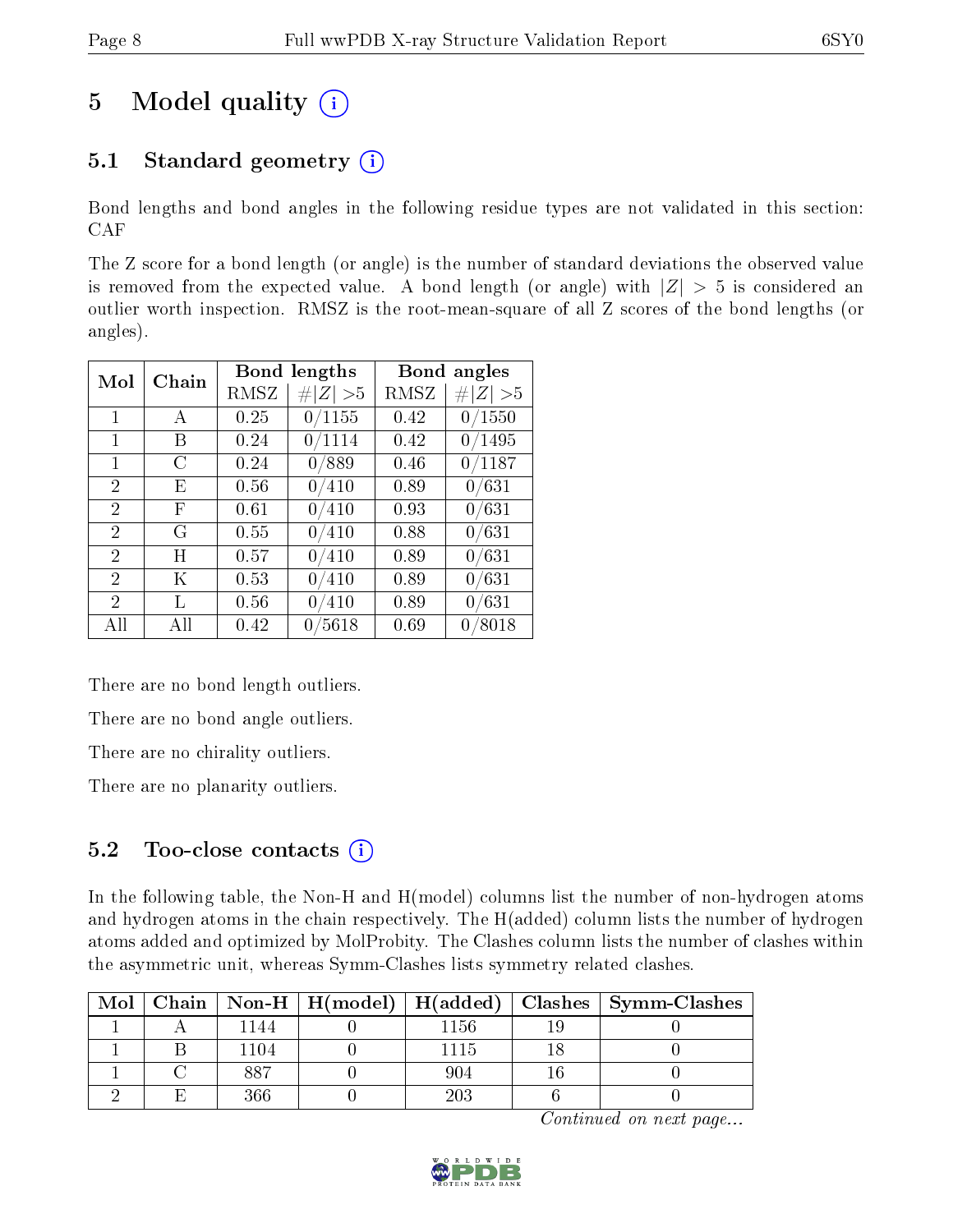# 5 Model quality

## 5.1 Standard geometry

Bond lengths and bond angles in the following residue types are not validated in this section: CAF

The Z score for a bond length (or angle) is the number of standard deviations the observed value is removed from the expected value. A bond length (or angle) with $|Z| > 5$ is considered an outlier worth inspection. RMSZ is the root-mean-square of all Z scores of the bond lengths (or angles).

| Mol | Chain | Bond lengths | | Bond angles | |
|---|---|---|---|---|---|
| | | RMSZ | $\#|Z| > 5$ | RMSZ | $\#|Z| > 5$ |
| 1 | A | 0.25 | 0/1155 | 0.42 | 0/1550 |
| 1 | B | 0.24 | 0/1114 | 0.42 | 0/1495 |
| 1 | C | 0.24 | 0/889 | 0.46 | 0/1187 |
| 2 | E | 0.56 | 0/410 | 0.89 | 0/631 |
| 2 | F | 0.61 | 0/410 | 0.93 | 0/631 |
| 2 | G | 0.55 | 0/410 | 0.88 | 0/631 |
| 2 | H | 0.57 | 0/410 | 0.89 | 0/631 |
| 2 | K | 0.53 | 0/410 | 0.89 | 0/631 |
| 2 | L | 0.56 | 0/410 | 0.89 | 0/631 |
| All | All | 0.42 | 0/5618 | 0.69 | 0/8018 |

There are no bond length outliers.

There are no bond angle outliers.

There are no chirality outliers.

There are no planarity outliers.

## 5.2 Too-close contacts

In the following table, the Non-H and H(model) columns list the number of non-hydrogen atoms and hydrogen atoms in the chain respectively. The H(added) column lists the number of hydrogen atoms added and optimized by MolProbity. The Clashes column lists the number of clashes within the asymmetric unit, whereas Symm-Clashes lists symmetry related clashes.

| Mol | Chain | Non-H | H(model) | H(added) | Clashes | Symm-Clashes |
|---|---|---|---|---|---|---|
| 1 | A | 1144 | 0 | 1156 | 19 | 0 |
| 1 | B | 1104 | 0 | 1115 | 18 | 0 |
| 1 | C | 887 | 0 | 904 | 16 | 0 |
| 2 | E | 366 | 0 | 203 | 6 | 0 |

*Continued on next page...*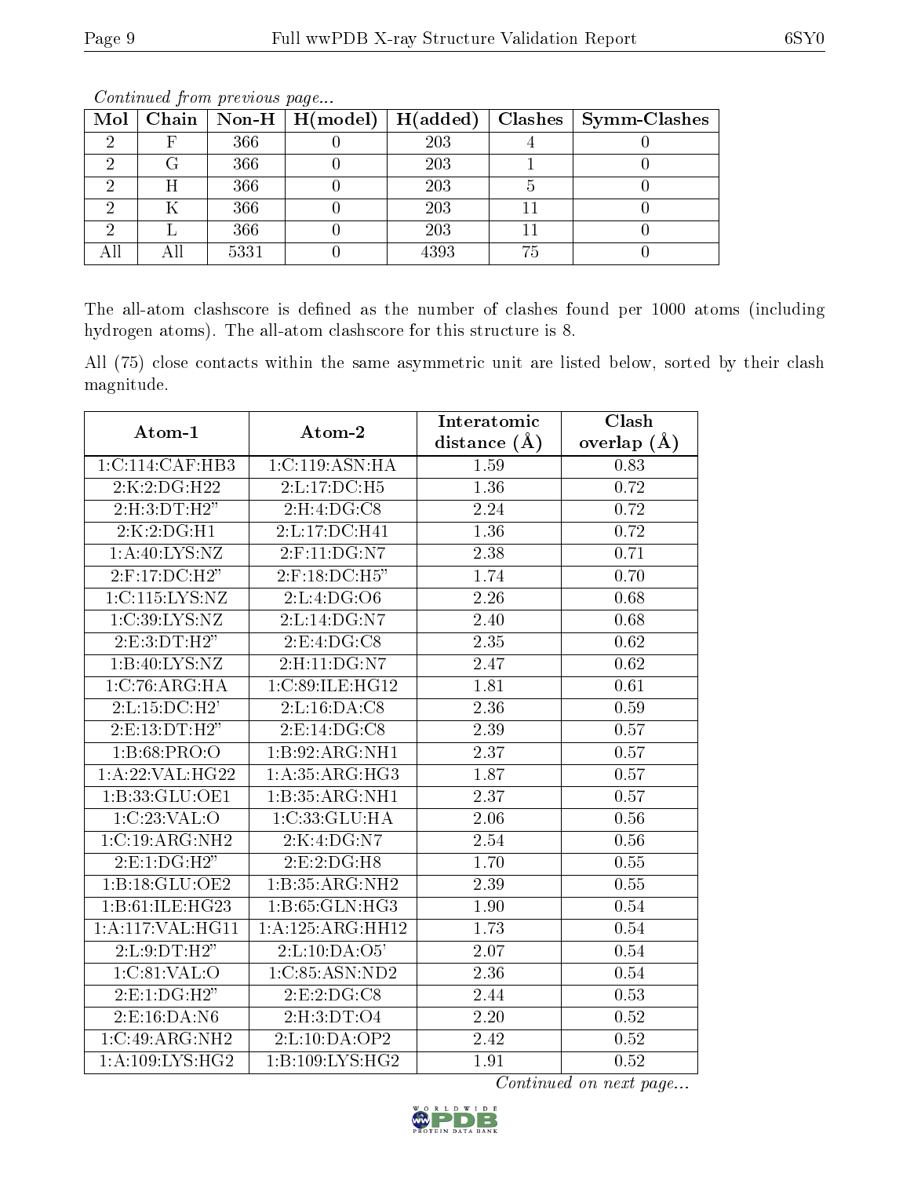*Continued from previous page...*

| Mol | Chain | Non-H | H(model) | H(added) | Clashes | Symm-Clashes |
|---|---|---|---|---|---|---|
| 2 | F | 366 | 0 | 203 | 4 | 0 |
| 2 | G | 366 | 0 | 203 | 1 | 0 |
| 2 | H | 366 | 0 | 203 | 5 | 0 |
| 2 | K | 366 | 0 | 203 | 11 | 0 |
| 2 | L | 366 | 0 | 203 | 11 | 0 |
| All | All | 5331 | 0 | 4393 | 75 | 0 |

The all-atom clashscore is defined as the number of clashes found per 1000 atoms (including hydrogen atoms). The all-atom clashscore for this structure is 8.

All (75) close contacts within the same asymmetric unit are listed below, sorted by their clash magnitude.

| Atom-1 | Atom-2 | Interatomic distance (Å) | Clash overlap (Å) |
|---|---|---|---|
| 1:C:114:CAF:HB3 | 1:C:119:ASN:HA | 1.59 | 0.83 |
| 2:K:2:DG:H22 | 2:L:17:DC:H5 | 1.36 | 0.72 |
| 2:H:3:DT:H2" | 2:H:4:DG:C8 | 2.24 | 0.72 |
| 2:K:2:DG:H1 | 2:L:17:DC:H41 | 1.36 | 0.72 |
| 1:A:40:LYS:NZ | 2:F:11:DG:N7 | 2.38 | 0.71 |
| 2:F:17:DC:H2" | 2:F:18:DC:H5" | 1.74 | 0.70 |
| 1:C:115:LYS:NZ | 2:L:4:DG:O6 | 2.26 | 0.68 |
| 1:C:39:LYS:NZ | 2:L:14:DG:N7 | 2.40 | 0.68 |
| 2:E:3:DT:H2" | 2:E:4:DG:C8 | 2.35 | 0.62 |
| 1:B:40:LYS:NZ | 2:H:11:DG:N7 | 2.47 | 0.62 |
| 1:C:76:ARG:HA | 1:C:89:ILE:HG12 | 1.81 | 0.61 |
| 2:L:15:DC:H2' | 2:L:16:DA:C8 | 2.36 | 0.59 |
| 2:E:13:DT:H2" | 2:E:14:DG:C8 | 2.39 | 0.57 |
| 1:B:68:PRO:O | 1:B:92:ARG:NH1 | 2.37 | 0.57 |
| 1:A:22:VAL:HG22 | 1:A:35:ARG:HG3 | 1.87 | 0.57 |
| 1:B:33:GLU:OE1 | 1:B:35:ARG:NH1 | 2.37 | 0.57 |
| 1:C:23:VAL:O | 1:C:33:GLU:HA | 2.06 | 0.56 |
| 1:C:19:ARG:NH2 | 2:K:4:DG:N7 | 2.54 | 0.56 |
| 2:E:1:DG:H2" | 2:E:2:DG:H8 | 1.70 | 0.55 |
| 1:B:18:GLU:OE2 | 1:B:35:ARG:NH2 | 2.39 | 0.55 |
| 1:B:61:ILE:HG23 | 1:B:65:GLN:HG3 | 1.90 | 0.54 |
| 1:A:117:VAL:HG11 | 1:A:125:ARG:HH12 | 1.73 | 0.54 |
| 2:L:9:DT:H2" | 2:L:10:DA:O5' | 2.07 | 0.54 |
| 1:C:81:VAL:O | 1:C:85:ASN:ND2 | 2.36 | 0.54 |
| 2:E:1:DG:H2" | 2:E:2:DG:C8 | 2.44 | 0.53 |
| 2:E:16:DA:N6 | 2:H:3:DT:O4 | 2.20 | 0.52 |
| 1:C:49:ARG:NH2 | 2:L:10:DA:OP2 | 2.42 | 0.52 |
| 1:A:109:LYS:HG2 | 1:B:109:LYS:HG2 | 1.91 | 0.52 |

*Continued on next page...*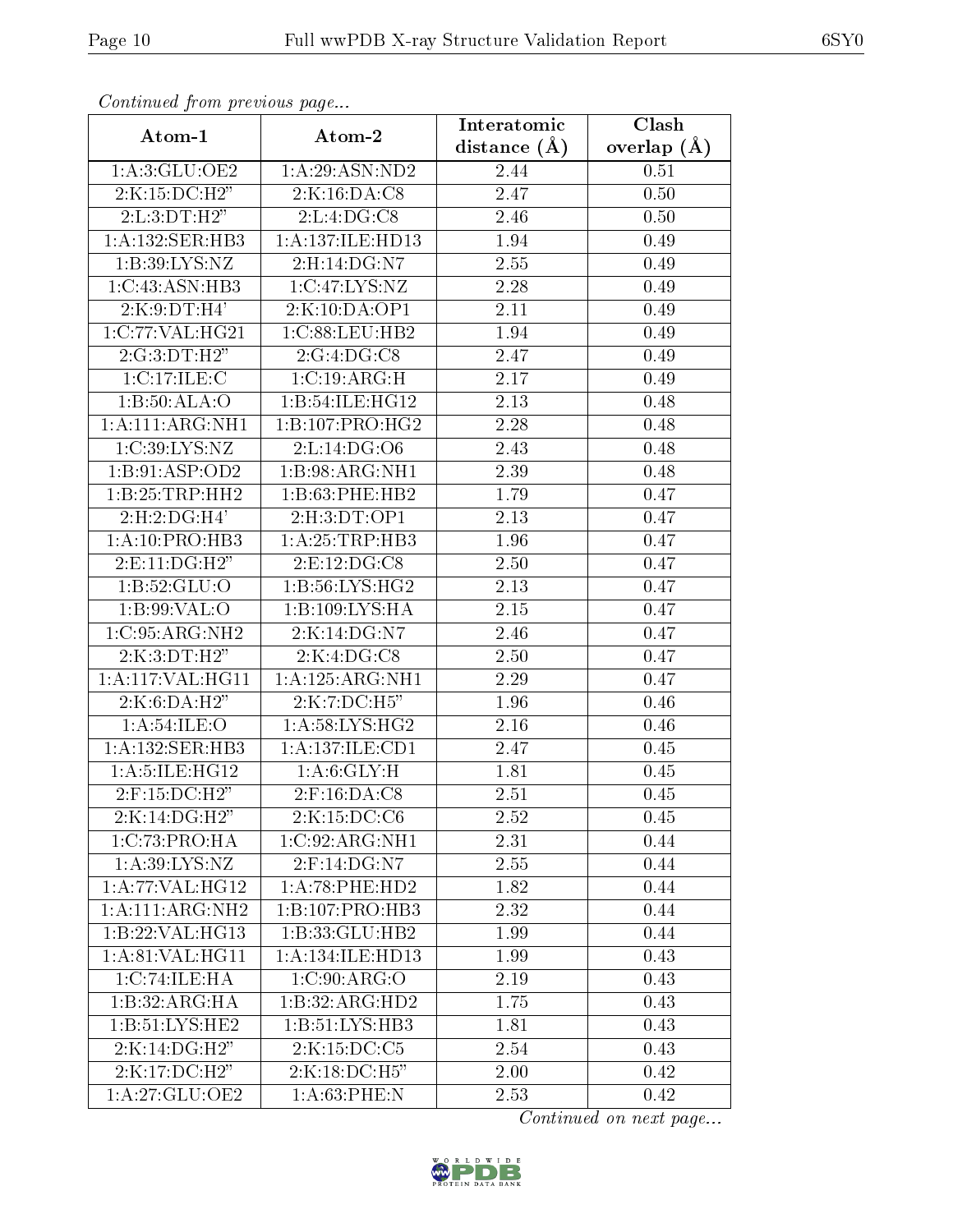*Continued from previous page...*

| Atom-1 | Atom-2 | Interatomic distance (Å) | Clash overlap (Å) |
|---|---|---|---|
| 1:A:3:GLU:OE2 | 1:A:29:ASN:ND2 | 2.44 | 0.51 |
| 2:K:15:DC:H2" | 2:K:16:DA:C8 | 2.47 | 0.50 |
| 2:L:3:DT:H2" | 2:L:4:DG:C8 | 2.46 | 0.50 |
| 1:A:132:SER:HB3 | 1:A:137:ILE:HD13 | 1.94 | 0.49 |
| 1:B:39:LYS:NZ | 2:H:14:DG:N7 | 2.55 | 0.49 |
| 1:C:43:ASN:HB3 | 1:C:47:LYS:NZ | 2.28 | 0.49 |
| 2:K:9:DT:H4' | 2:K:10:DA:OP1 | 2.11 | 0.49 |
| 1:C:77:VAL:HG21 | 1:C:88:LEU:HB2 | 1.94 | 0.49 |
| 2:G:3:DT:H2" | 2:G:4:DG:C8 | 2.47 | 0.49 |
| 1:C:17:ILE:C | 1:C:19:ARG:H | 2.17 | 0.49 |
| 1:B:50:ALA:O | 1:B:54:ILE:HG12 | 2.13 | 0.48 |
| 1:A:111:ARG:NH1 | 1:B:107:PRO:HG2 | 2.28 | 0.48 |
| 1:C:39:LYS:NZ | 2:L:14:DG:O6 | 2.43 | 0.48 |
| 1:B:91:ASP:OD2 | 1:B:98:ARG:NH1 | 2.39 | 0.48 |
| 1:B:25:TRP:HH2 | 1:B:63:PHE:HB2 | 1.79 | 0.47 |
| 2:H:2:DG:H4' | 2:H:3:DT:OP1 | 2.13 | 0.47 |
| 1:A:10:PRO:HB3 | 1:A:25:TRP:HB3 | 1.96 | 0.47 |
| 2:E:11:DG:H2" | 2:E:12:DG:C8 | 2.50 | 0.47 |
| 1:B:52:GLU:O | 1:B:56:LYS:HG2 | 2.13 | 0.47 |
| 1:B:99:VAL:O | 1:B:109:LYS:HA | 2.15 | 0.47 |
| 1:C:95:ARG:NH2 | 2:K:14:DG:N7 | 2.46 | 0.47 |
| 2:K:3:DT:H2" | 2:K:4:DG:C8 | 2.50 | 0.47 |
| 1:A:117:VAL:HG11 | 1:A:125:ARG:NH1 | 2.29 | 0.47 |
| 2:K:6:DA:H2" | 2:K:7:DC:H5" | 1.96 | 0.46 |
| 1:A:54:ILE:O | 1:A:58:LYS:HG2 | 2.16 | 0.46 |
| 1:A:132:SER:HB3 | 1:A:137:ILE:CD1 | 2.47 | 0.45 |
| 1:A:5:ILE:HG12 | 1:A:6:GLY:H | 1.81 | 0.45 |
| 2:F:15:DC:H2" | 2:F:16:DA:C8 | 2.51 | 0.45 |
| 2:K:14:DG:H2" | 2:K:15:DC:C6 | 2.52 | 0.45 |
| 1:C:73:PRO:HA | 1:C:92:ARG:NH1 | 2.31 | 0.44 |
| 1:A:39:LYS:NZ | 2:F:14:DG:N7 | 2.55 | 0.44 |
| 1:A:77:VAL:HG12 | 1:A:78:PHE:HD2 | 1.82 | 0.44 |
| 1:A:111:ARG:NH2 | 1:B:107:PRO:HB3 | 2.32 | 0.44 |
| 1:B:22:VAL:HG13 | 1:B:33:GLU:HB2 | 1.99 | 0.44 |
| 1:A:81:VAL:HG11 | 1:A:134:ILE:HD13 | 1.99 | 0.43 |
| 1:C:74:ILE:HA | 1:C:90:ARG:O | 2.19 | 0.43 |
| 1:B:32:ARG:HA | 1:B:32:ARG:HD2 | 1.75 | 0.43 |
| 1:B:51:LYS:HE2 | 1:B:51:LYS:HB3 | 1.81 | 0.43 |
| 2:K:14:DG:H2" | 2:K:15:DC:C5 | 2.54 | 0.43 |
| 2:K:17:DC:H2" | 2:K:18:DC:H5" | 2.00 | 0.42 |
| 1:A:27:GLU:OE2 | 1:A:63:PHE:N | 2.53 | 0.42 |

*Continued on next page...*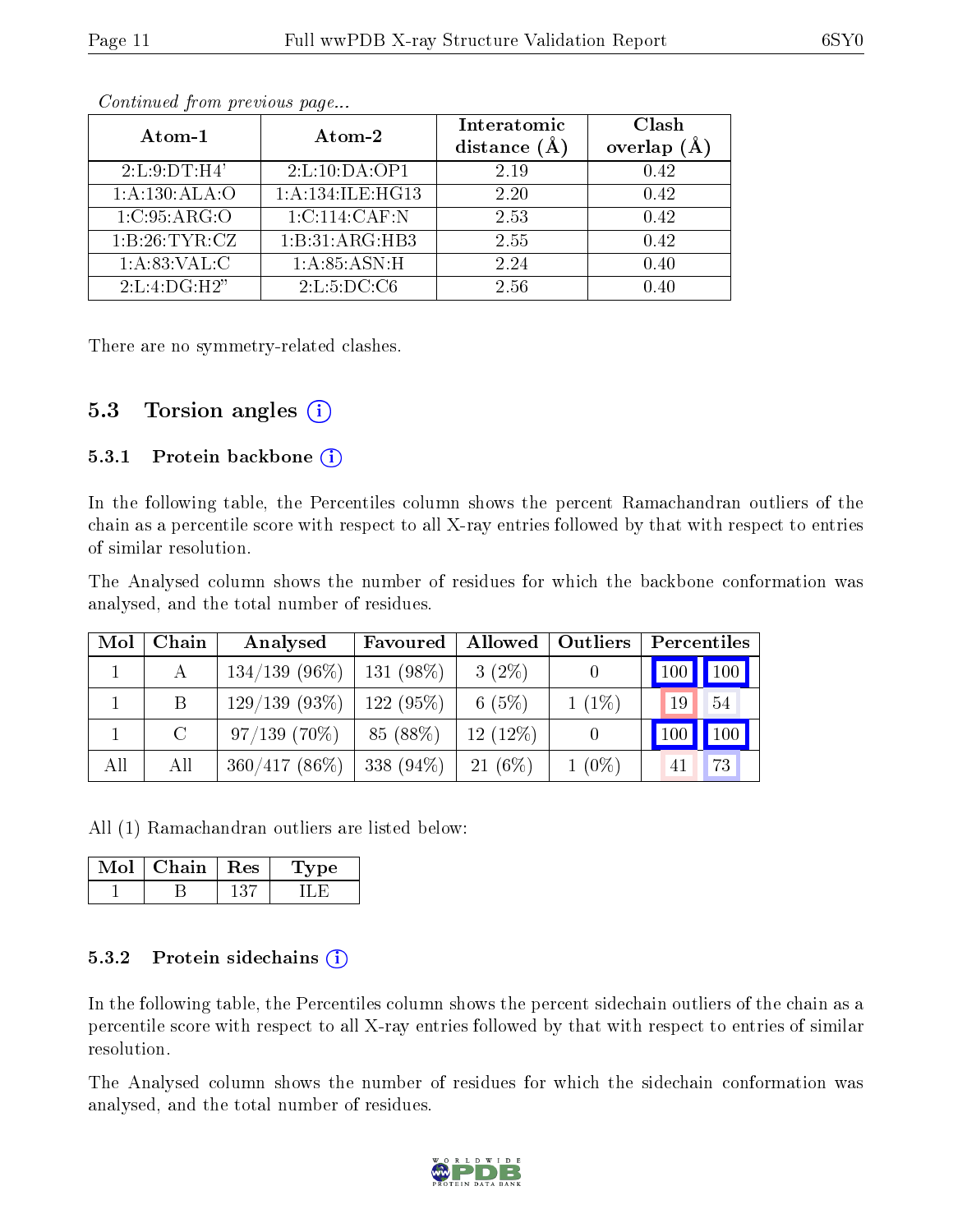*Continued from previous page...*

| Atom-1 | Atom-2 | Interatomic distance (Å) | Clash overlap (Å) |
|---|---|---|---|
| 2:L:9:DT:H4' | 2:L:10:DA:OP1 | 2.19 | 0.42 |
| 1:A:130:ALA:O | 1:A:134:ILE:HG13 | 2.20 | 0.42 |
| 1:C:95:ARG:O | 1:C:114:CAF:N | 2.53 | 0.42 |
| 1:B:26:TYR:CZ | 1:B:31:ARG:HB3 | 2.55 | 0.42 |
| 1:A:83:VAL:C | 1:A:85:ASN:H | 2.24 | 0.40 |
| 2:L:4:DG:H2" | 2:L:5:DC:C6 | 2.56 | 0.40 |

There are no symmetry-related clashes.

## 5.3 Torsion angles

### 5.3.1 Protein backbone

In the following table, the Percentiles column shows the percent Ramachandran outliers of the chain as a percentile score with respect to all X-ray entries followed by that with respect to entries of similar resolution.

The Analysed column shows the number of residues for which the backbone conformation was analysed, and the total number of residues.

| Mol | Chain | Analysed | Favoured | Allowed | Outliers | Percentiles | |
|---|---|---|---|---|---|---|---|
| 1 | A | 134/139 (96%) | 131 (98%) | 3 (2%) | 0 | 100 | 100 |
| 1 | B | 129/139 (93%) | 122 (95%) | 6 (5%) | 1 (1%) | 19 | 54 |
| 1 | C | 97/139 (70%) | 85 (88%) | 12 (12%) | 0 | 100 | 100 |
| All | All | 360/417 (86%) | 338 (94%) | 21 (6%) | 1 (0%) | 41 | 73 |

All (1) Ramachandran outliers are listed below:

| Mol | Chain | Res | Type |
|---|---|---|---|
| 1 | B | 137 | ILE |

### 5.3.2 Protein sidechains

In the following table, the Percentiles column shows the percent sidechain outliers of the chain as a percentile score with respect to all X-ray entries followed by that with respect to entries of similar resolution.

The Analysed column shows the number of residues for which the sidechain conformation was analysed, and the total number of residues.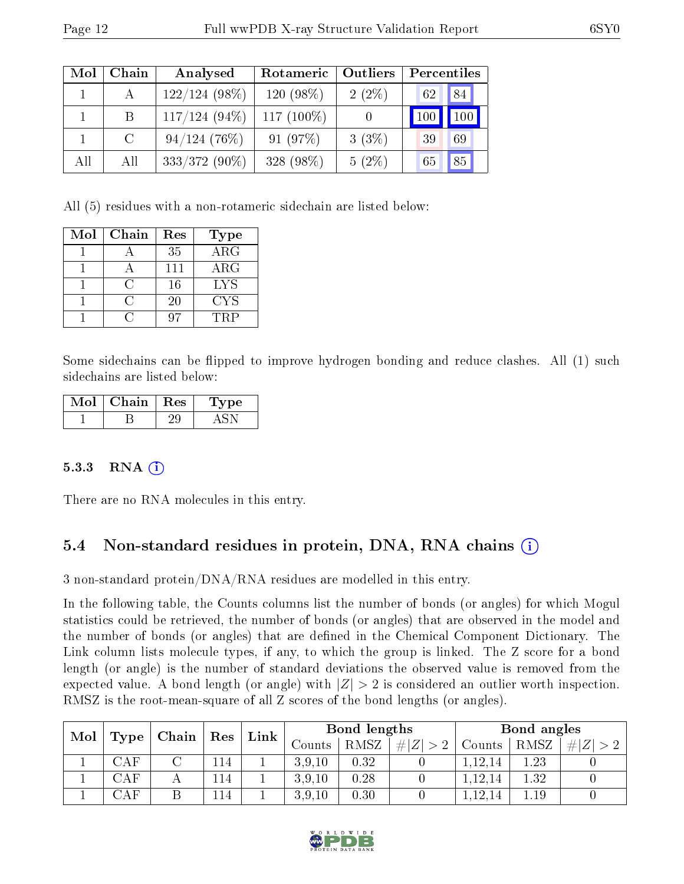| Mol | Chain | Analysed | Rotameric | Outliers | Percentiles | |
|---|---|---|---|---|---|---|
| 1 | A | 122/124 (98%) | 120 (98%) | 2 (2%) | 62 | 84 |
| 1 | B | 117/124 (94%) | 117 (100%) | 0 | 100 | 100 |
| 1 | C | 94/124 (76%) | 91 (97%) | 3 (3%) | 39 | 69 |
| All | All | 333/372 (90%) | 328 (98%) | 5 (2%) | 65 | 85 |

All (5) residues with a non-rotameric sidechain are listed below:

| Mol | Chain | Res | Type |
|---|---|---|---|
| 1 | A | 35 | ARG |
| 1 | A | 111 | ARG |
| 1 | C | 16 | LYS |
| 1 | C | 20 | CYS |
| 1 | C | 97 | TRP |

Some sidechains can be flipped to improve hydrogen bonding and reduce clashes. All (1) such sidechains are listed below:

| Mol | Chain | Res | Type |
|---|---|---|---|
| 1 | B | 29 | ASN |

### 5.3.3 RNA

There are no RNA molecules in this entry.

## 5.4 Non-standard residues in protein, DNA, RNA chains

3 non-standard protein/DNA/RNA residues are modelled in this entry.

In the following table, the Counts columns list the number of bonds (or angles) for which Mogul statistics could be retrieved, the number of bonds (or angles) that are observed in the model and the number of bonds (or angles) that are defined in the Chemical Component Dictionary. The Link column lists molecule types, if any, to which the group is linked. The Z score for a bond length (or angle) is the number of standard deviations the observed value is removed from the expected value. A bond length (or angle) with $|Z| > 2$ is considered an outlier worth inspection. RMSZ is the root-mean-square of all Z scores of the bond lengths (or angles).

| Mol | Type | Chain | Res | Link | Bond lengths | | | Bond angles | | |
|---|---|---|---|---|---|---|---|---|---|---|
| | | | | | Counts | RMSZ | $\#\|Z\| > 2$ | Counts | RMSZ | $\#\|Z\| > 2$ |
| 1 | CAF | C | 114 | 1 | 3,9,10 | 0.32 | 0 | 1,12,14 | 1.23 | 0 |
| 1 | CAF | A | 114 | 1 | 3,9,10 | 0.28 | 0 | 1,12,14 | 1.32 | 0 |
| 1 | CAF | B | 114 | 1 | 3,9,10 | 0.30 | 0 | 1,12,14 | 1.19 | 0 |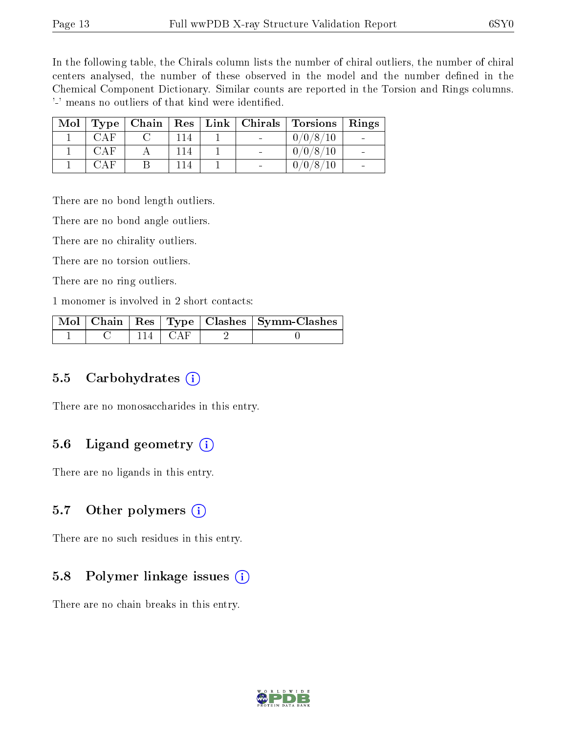In the following table, the Chirals column lists the number of chiral outliers, the number of chiral centers analysed, the number of these observed in the model and the number defined in the Chemical Component Dictionary. Similar counts are reported in the Torsion and Rings columns. '-' means no outliers of that kind were identified.

| Mol | Type | Chain | Res | Link | Chirals | Torsions | Rings |
|---|---|---|---|---|---|---|---|
| 1 | CAF | C | 114 | 1 | - | 0/0/8/10 | - |
| 1 | CAF | A | 114 | 1 | - | 0/0/8/10 | - |
| 1 | CAF | B | 114 | 1 | - | 0/0/8/10 | - |

There are no bond length outliers.

There are no bond angle outliers.

There are no chirality outliers.

There are no torsion outliers.

There are no ring outliers.

1 monomer is involved in 2 short contacts:

| Mol | Chain | Res | Type | Clashes | Symm-Clashes |
|---|---|---|---|---|---|
| 1 | C | 114 | CAF | 2 | 0 |

## 5.5 Carbohydrates

There are no monosaccharides in this entry.

## 5.6 Ligand geometry

There are no ligands in this entry.

## 5.7 Other polymers

There are no such residues in this entry.

## 5.8 Polymer linkage issues

There are no chain breaks in this entry.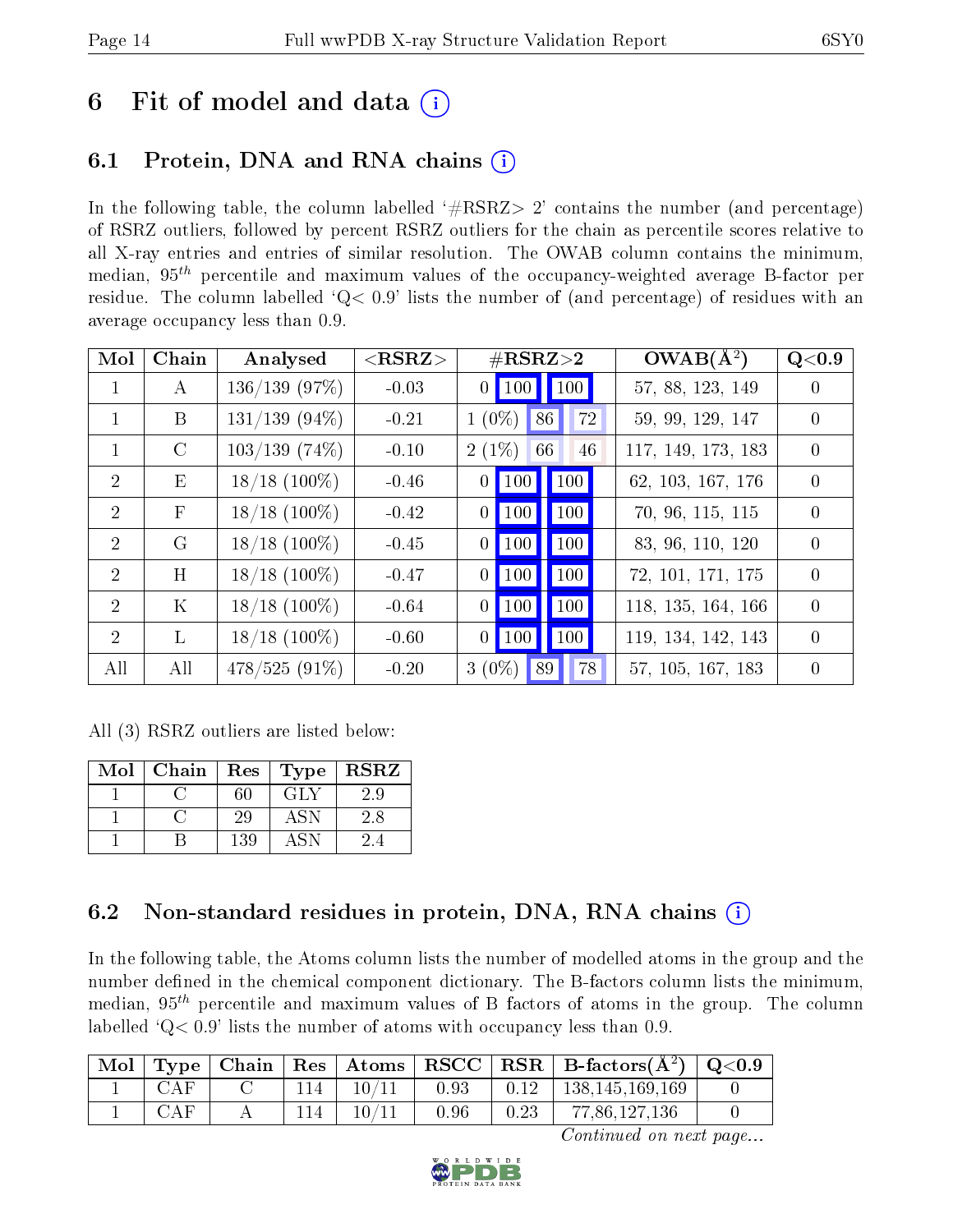# 6 Fit of model and data (i)

## 6.1 Protein, DNA and RNA chains (i)

In the following table, the column labelled '#RSRZ> 2' contains the number (and percentage) of RSRZ outliers, followed by percent RSRZ outliers for the chain as percentile scores relative to all X-ray entries and entries of similar resolution. The OWAB column contains the minimum, median, $95^{th}$ percentile and maximum values of the occupancy-weighted average B-factor per residue. The column labelled 'Q< 0.9' lists the number of (and percentage) of residues with an average occupancy less than 0.9.

| Mol | Chain | Analysed | <RSRZ> | #RSRZ>2 | | | OWAB(Å$^2$) | Q<0.9 |
|---|---|---|---|---|---|---|---|---|
| 1 | A | 136/139 (97%) | -0.03 | 0 | 100 | 100 | 57, 88, 123, 149 | 0 |
| 1 | B | 131/139 (94%) | -0.21 | 1 (0%) | 86 | 72 | 59, 99, 129, 147 | 0 |
| 1 | C | 103/139 (74%) | -0.10 | 2 (1%) | 66 | 46 | 117, 149, 173, 183 | 0 |
| 2 | E | 18/18 (100%) | -0.46 | 0 | 100 | 100 | 62, 103, 167, 176 | 0 |
| 2 | F | 18/18 (100%) | -0.42 | 0 | 100 | 100 | 70, 96, 115, 115 | 0 |
| 2 | G | 18/18 (100%) | -0.45 | 0 | 100 | 100 | 83, 96, 110, 120 | 0 |
| 2 | H | 18/18 (100%) | -0.47 | 0 | 100 | 100 | 72, 101, 171, 175 | 0 |
| 2 | K | 18/18 (100%) | -0.64 | 0 | 100 | 100 | 118, 135, 164, 166 | 0 |
| 2 | L | 18/18 (100%) | -0.60 | 0 | 100 | 100 | 119, 134, 142, 143 | 0 |
| All | All | 478/525 (91%) | -0.20 | 3 (0%) | 89 | 78 | 57, 105, 167, 183 | 0 |

All (3) RSRZ outliers are listed below:

| Mol | Chain | Res | Type | RSRZ |
|---|---|---|---|---|
| 1 | C | 60 | GLY | 2.9 |
| 1 | C | 29 | ASN | 2.8 |
| 1 | B | 139 | ASN | 2.4 |

## 6.2 Non-standard residues in protein, DNA, RNA chains (i)

In the following table, the Atoms column lists the number of modelled atoms in the group and the number defined in the chemical component dictionary. The B-factors column lists the minimum, median, $95^{th}$ percentile and maximum values of B factors of atoms in the group. The column labelled 'Q< 0.9' lists the number of atoms with occupancy less than 0.9.

| Mol | Type | Chain | Res | Atoms | RSCC | RSR | B-factors(Å$^2$) | Q<0.9 |
|---|---|---|---|---|---|---|---|---|
| 1 | CAF | C | 114 | 10/11 | 0.93 | 0.12 | 138,145,169,169 | 0 |
| 1 | CAF | A | 114 | 10/11 | 0.96 | 0.23 | 77,86,127,136 | 0 |

*Continued on next page...*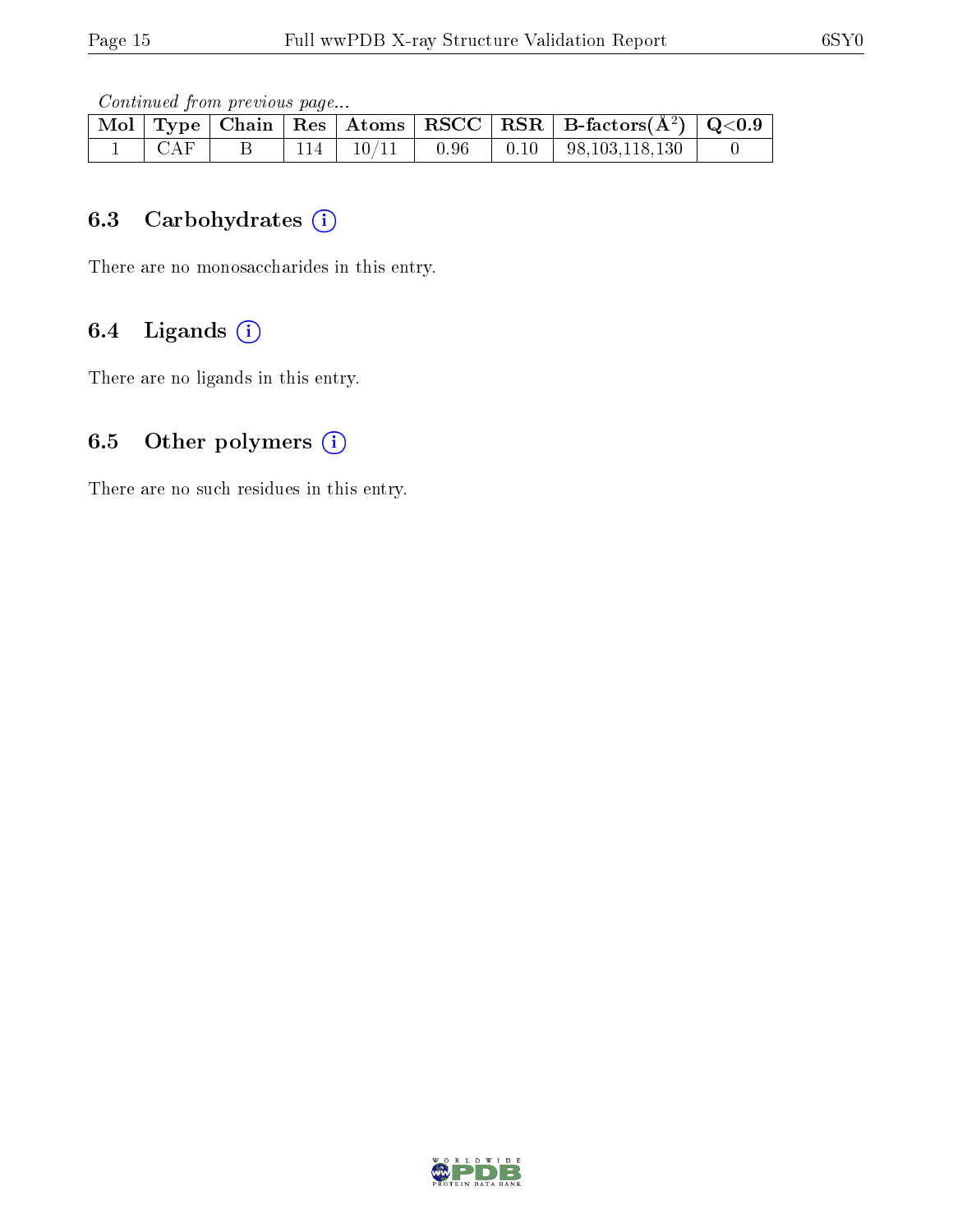*Continued from previous page...*

| Mol | Type | Chain | Res | Atoms | RSCC | RSR | B-factors(Å$^2$) | Q<0.9 |
|---|---|---|---|---|---|---|---|---|
| 1 | CAF | B | 114 | 10/11 | 0.96 | 0.10 | 98,103,118,130 | 0 |

### 6.3 Carbohydrates

There are no monosaccharides in this entry.

### 6.4 Ligands

There are no ligands in this entry.

### 6.5 Other polymers

There are no such residues in this entry.